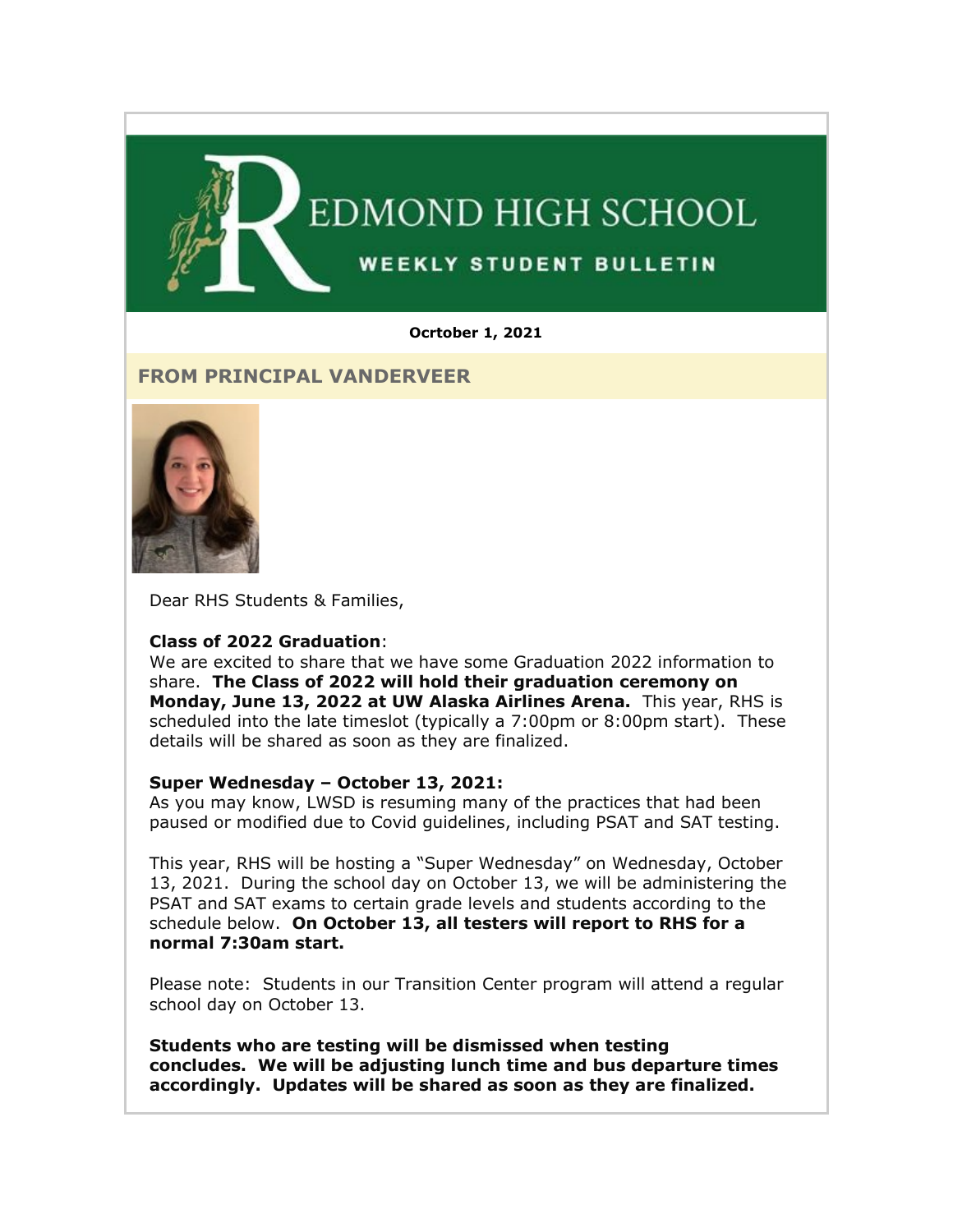# REDMOND HIGH SCHOOL

## WEEKLY STUDENT BULLETIN

**Ocrtober 1, 2021**

## FROM PRINCIPAL VANDERVEER

Dear RHS Students & Families,

**Class of 2022 Graduation**:
We are excited to share that we have some Graduation 2022 information to share. **The Class of 2022 will hold their graduation ceremony on Monday, June 13, 2022 at UW Alaska Airlines Arena.** This year, RHS is scheduled into the late timeslot (typically a 7:00pm or 8:00pm start). These details will be shared as soon as they are finalized.

**Super Wednesday – October 13, 2021:**
As you may know, LWSD is resuming many of the practices that had been paused or modified due to Covid guidelines, including PSAT and SAT testing.

This year, RHS will be hosting a "Super Wednesday" on Wednesday, October 13, 2021. During the school day on October 13, we will be administering the PSAT and SAT exams to certain grade levels and students according to the schedule below. **On October 13, all testers will report to RHS for a normal 7:30am start.**

Please note: Students in our Transition Center program will attend a regular school day on October 13.

**Students who are testing will be dismissed when testing concludes. We will be adjusting lunch time and bus departure times accordingly. Updates will be shared as soon as they are finalized.**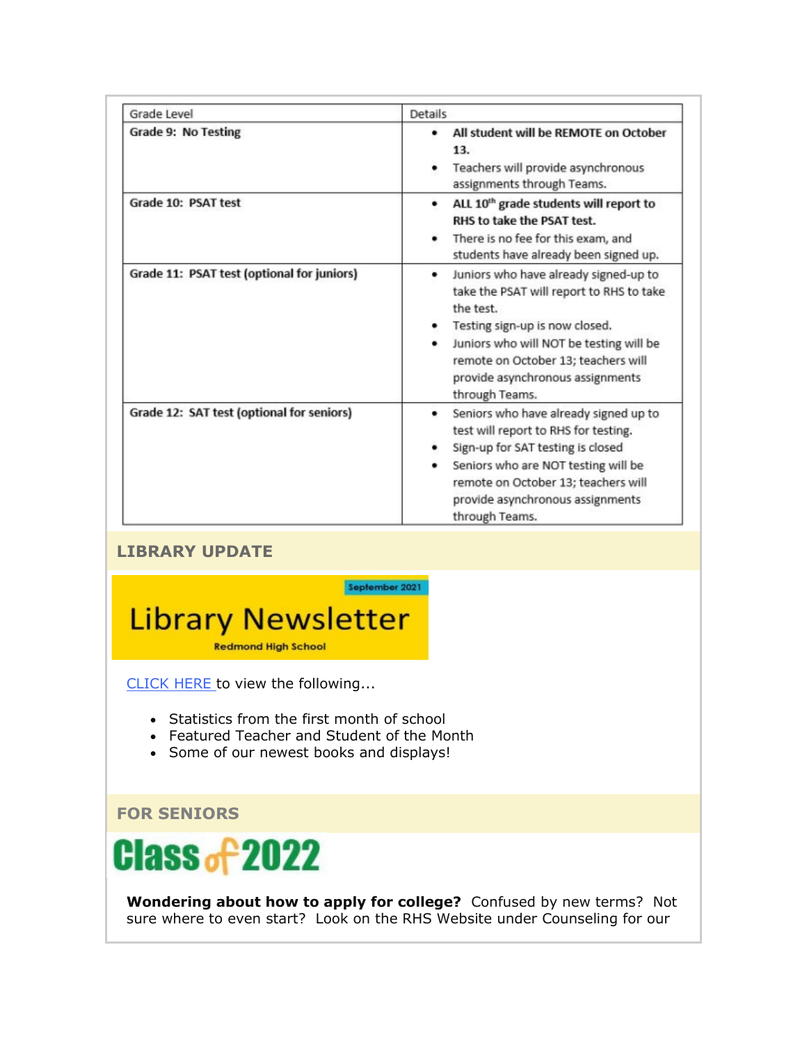| Grade Level | Details |
|---|---|
| **Grade 9: No Testing** | • **All student will be REMOTE on October 13.**<br>• Teachers will provide asynchronous assignments through Teams. |
| **Grade 10: PSAT test** | • **ALL 10th grade students will report to RHS to take the PSAT test.**<br>• There is no fee for this exam, and students have already been signed up. |
| **Grade 11: PSAT test (optional for juniors)** | • Juniors who have already signed-up to take the PSAT will report to RHS to take the test.<br>• Testing sign-up is now closed.<br>• Juniors who will NOT be testing will be remote on October 13; teachers will provide asynchronous assignments through Teams. |
| **Grade 12: SAT test (optional for seniors)** | • Seniors who have already signed up to test will report to RHS for testing.<br>• Sign-up for SAT testing is closed<br>• Seniors who are NOT testing will be remote on October 13; teachers will provide asynchronous assignments through Teams. |

## LIBRARY UPDATE

September 2021

# Library Newsletter

Redmond High School

CLICK HERE to view the following...

- Statistics from the first month of school
- Featured Teacher and Student of the Month
- Some of our newest books and displays!

## FOR SENIORS

# Class of 2022

**Wondering about how to apply for college?** Confused by new terms? Not sure where to even start? Look on the RHS Website under Counseling for our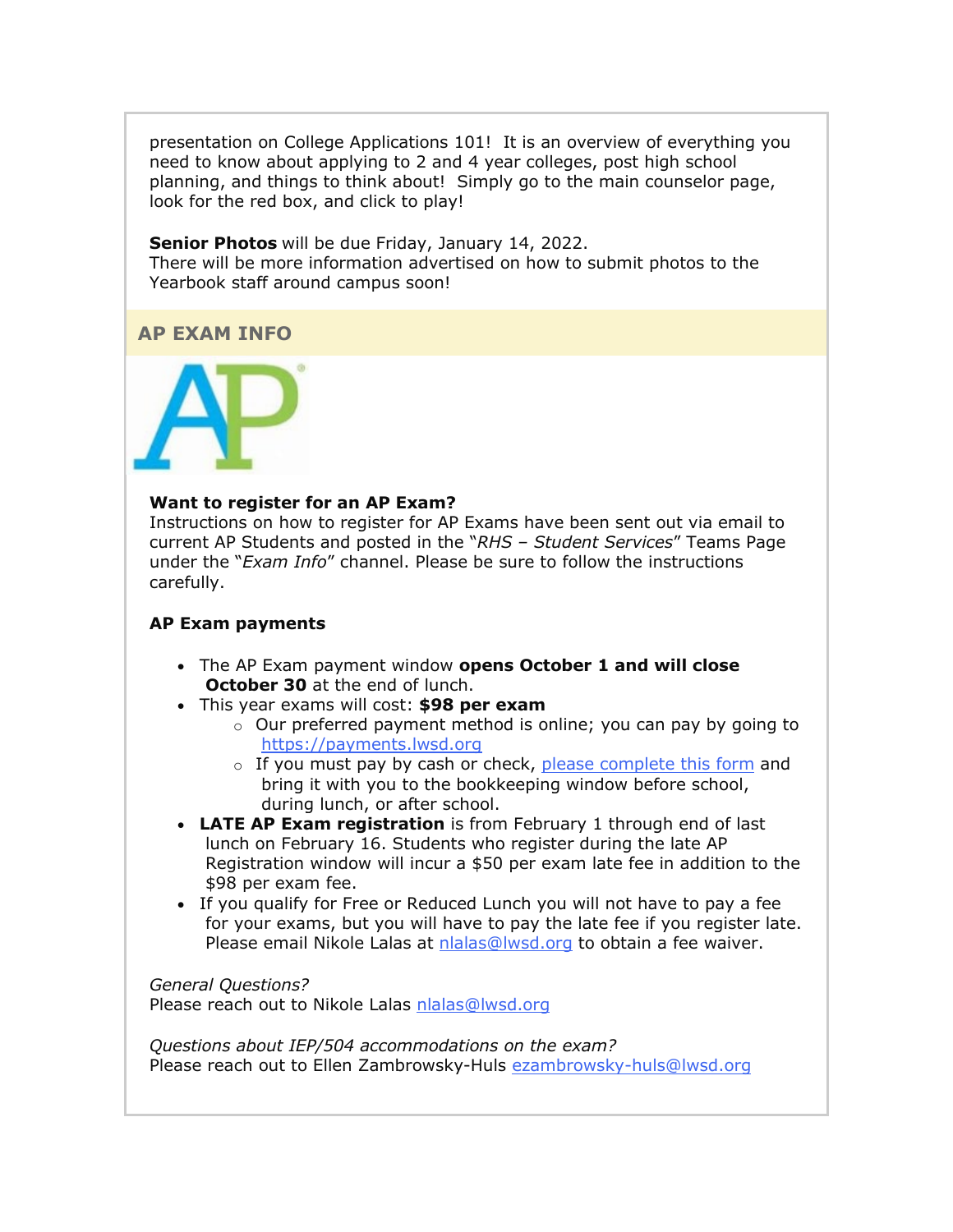presentation on College Applications 101! It is an overview of everything you need to know about applying to 2 and 4 year colleges, post high school planning, and things to think about! Simply go to the main counselor page, look for the red box, and click to play!

**Senior Photos** will be due Friday, January 14, 2022.
There will be more information advertised on how to submit photos to the Yearbook staff around campus soon!

## AP EXAM INFO

**Want to register for an AP Exam?**
Instructions on how to register for AP Exams have been sent out via email to current AP Students and posted in the "*RHS – Student Services*" Teams Page under the "*Exam Info*" channel. Please be sure to follow the instructions carefully.

**AP Exam payments**

- The AP Exam payment window **opens October 1 and will close October 30** at the end of lunch.
- This year exams will cost: **$98 per exam**
  - Our preferred payment method is online; you can pay by going to https://payments.lwsd.org
  - If you must pay by cash or check, please complete this form and bring it with you to the bookkeeping window before school, during lunch, or after school.
- **LATE AP Exam registration** is from February 1 through end of last lunch on February 16. Students who register during the late AP Registration window will incur a $50 per exam late fee in addition to the $98 per exam fee.
- If you qualify for Free or Reduced Lunch you will not have to pay a fee for your exams, but you will have to pay the late fee if you register late. Please email Nikole Lalas at nlalas@lwsd.org to obtain a fee waiver.

*General Questions?*
Please reach out to Nikole Lalas nlalas@lwsd.org

*Questions about IEP/504 accommodations on the exam?*
Please reach out to Ellen Zambrowsky-Huls ezambrowsky-huls@lwsd.org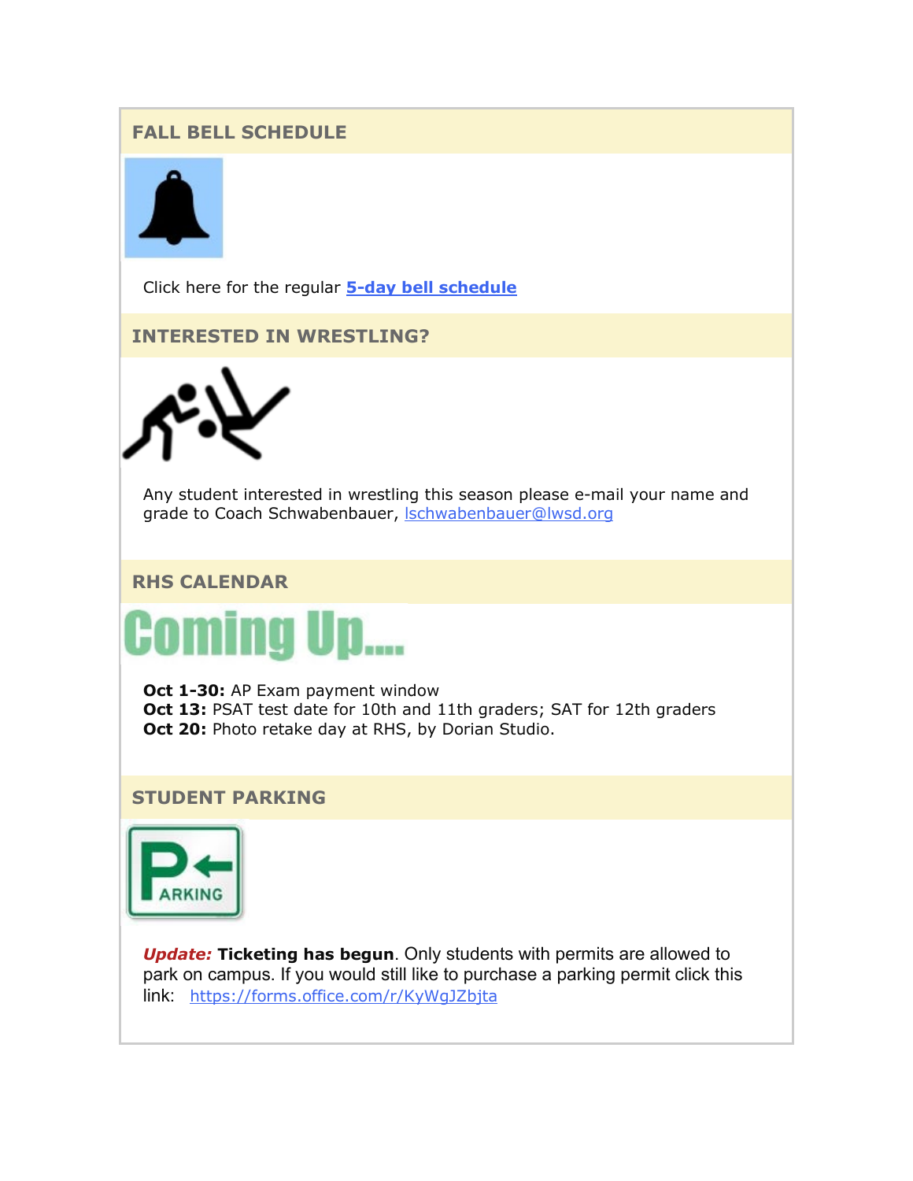## FALL BELL SCHEDULE

Click here for the regular **5-day bell schedule**

## INTERESTED IN WRESTLING?

Any student interested in wrestling this season please e-mail your name and grade to Coach Schwabenbauer, lschwabenbauer@lwsd.org

## RHS CALENDAR

Coming Up....

**Oct 1-30:** AP Exam payment window
**Oct 13:** PSAT test date for 10th and 11th graders; SAT for 12th graders
**Oct 20:** Photo retake day at RHS, by Dorian Studio.

## STUDENT PARKING

***Update:*** **Ticketing has begun**. Only students with permits are allowed to park on campus. If you would still like to purchase a parking permit click this link: https://forms.office.com/r/KyWgJZbjta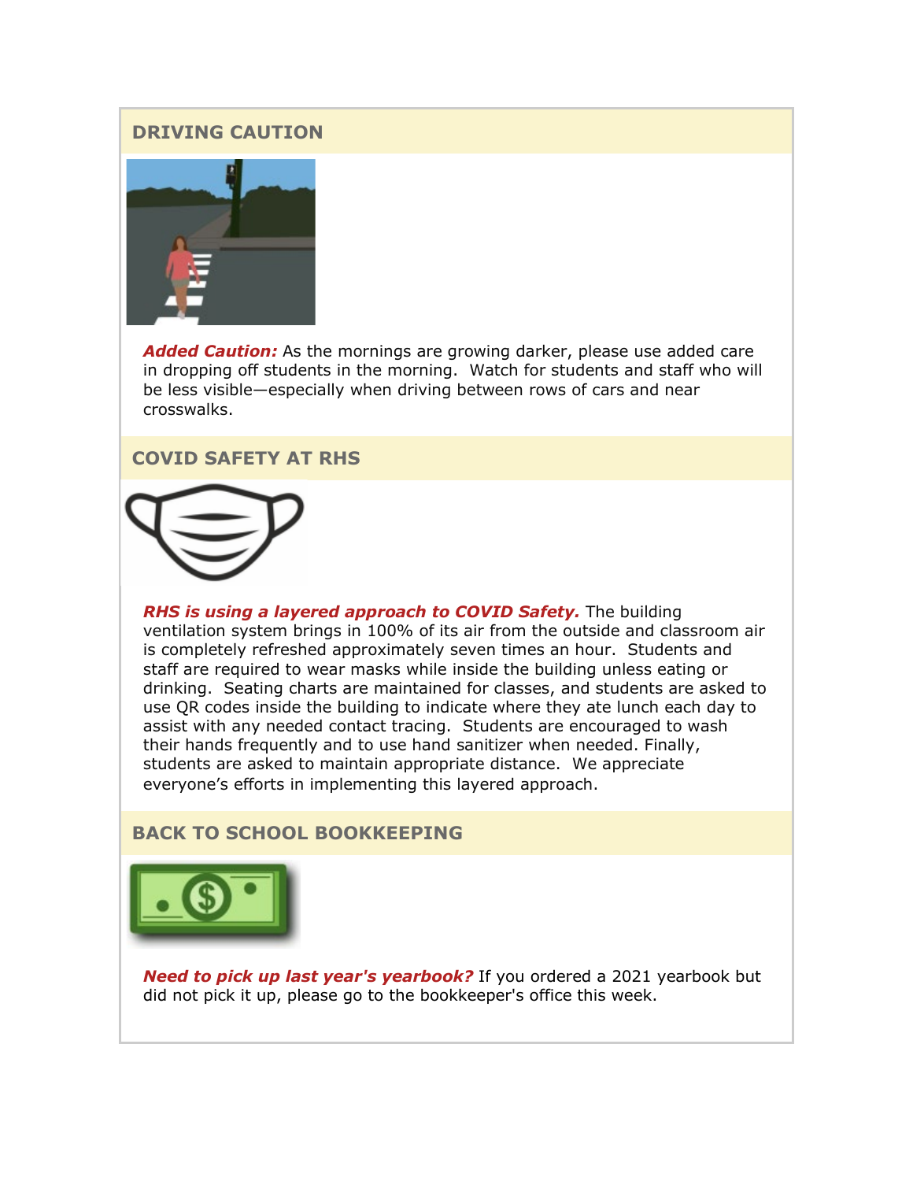## DRIVING CAUTION

***Added Caution:*** As the mornings are growing darker, please use added care in dropping off students in the morning. Watch for students and staff who will be less visible—especially when driving between rows of cars and near crosswalks.

## COVID SAFETY AT RHS

***RHS is using a layered approach to COVID Safety.*** The building ventilation system brings in 100% of its air from the outside and classroom air is completely refreshed approximately seven times an hour. Students and staff are required to wear masks while inside the building unless eating or drinking. Seating charts are maintained for classes, and students are asked to use QR codes inside the building to indicate where they ate lunch each day to assist with any needed contact tracing. Students are encouraged to wash their hands frequently and to use hand sanitizer when needed. Finally, students are asked to maintain appropriate distance. We appreciate everyone's efforts in implementing this layered approach.

## BACK TO SCHOOL BOOKKEEPING

***Need to pick up last year's yearbook?*** If you ordered a 2021 yearbook but did not pick it up, please go to the bookkeeper's office this week.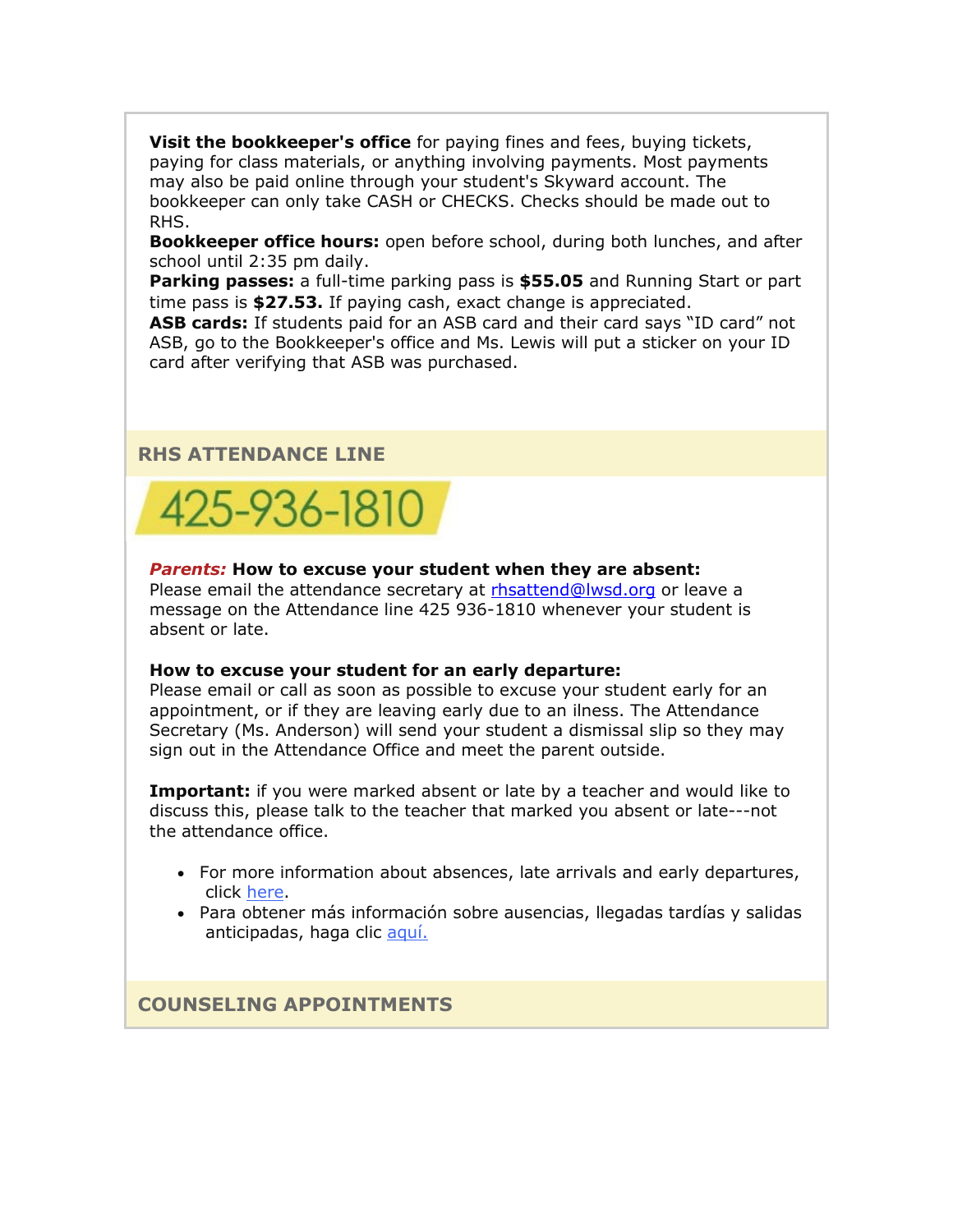**Visit the bookkeeper's office** for paying fines and fees, buying tickets, paying for class materials, or anything involving payments. Most payments may also be paid online through your student's Skyward account. The bookkeeper can only take CASH or CHECKS. Checks should be made out to RHS.
**Bookkeeper office hours:** open before school, during both lunches, and after school until 2:35 pm daily.
**Parking passes:** a full-time parking pass is **$55.05** and Running Start or part time pass is **$27.53.** If paying cash, exact change is appreciated.
**ASB cards:** If students paid for an ASB card and their card says “ID card” not ASB, go to the Bookkeeper's office and Ms. Lewis will put a sticker on your ID card after verifying that ASB was purchased.

## RHS ATTENDANCE LINE

425-936-1810

***Parents:*** **How to excuse your student when they are absent:**
Please email the attendance secretary at rhsattend@lwsd.org or leave a message on the Attendance line 425 936-1810 whenever your student is absent or late.

**How to excuse your student for an early departure:**
Please email or call as soon as possible to excuse your student early for an appointment, or if they are leaving early due to an ilness. The Attendance Secretary (Ms. Anderson) will send your student a dismissal slip so they may sign out in the Attendance Office and meet the parent outside.

**Important:** if you were marked absent or late by a teacher and would like to discuss this, please talk to the teacher that marked you absent or late---not the attendance office.

- For more information about absences, late arrivals and early departures, click here.
- Para obtener más información sobre ausencias, llegadas tardías y salidas anticipadas, haga clic aquí.

## COUNSELING APPOINTMENTS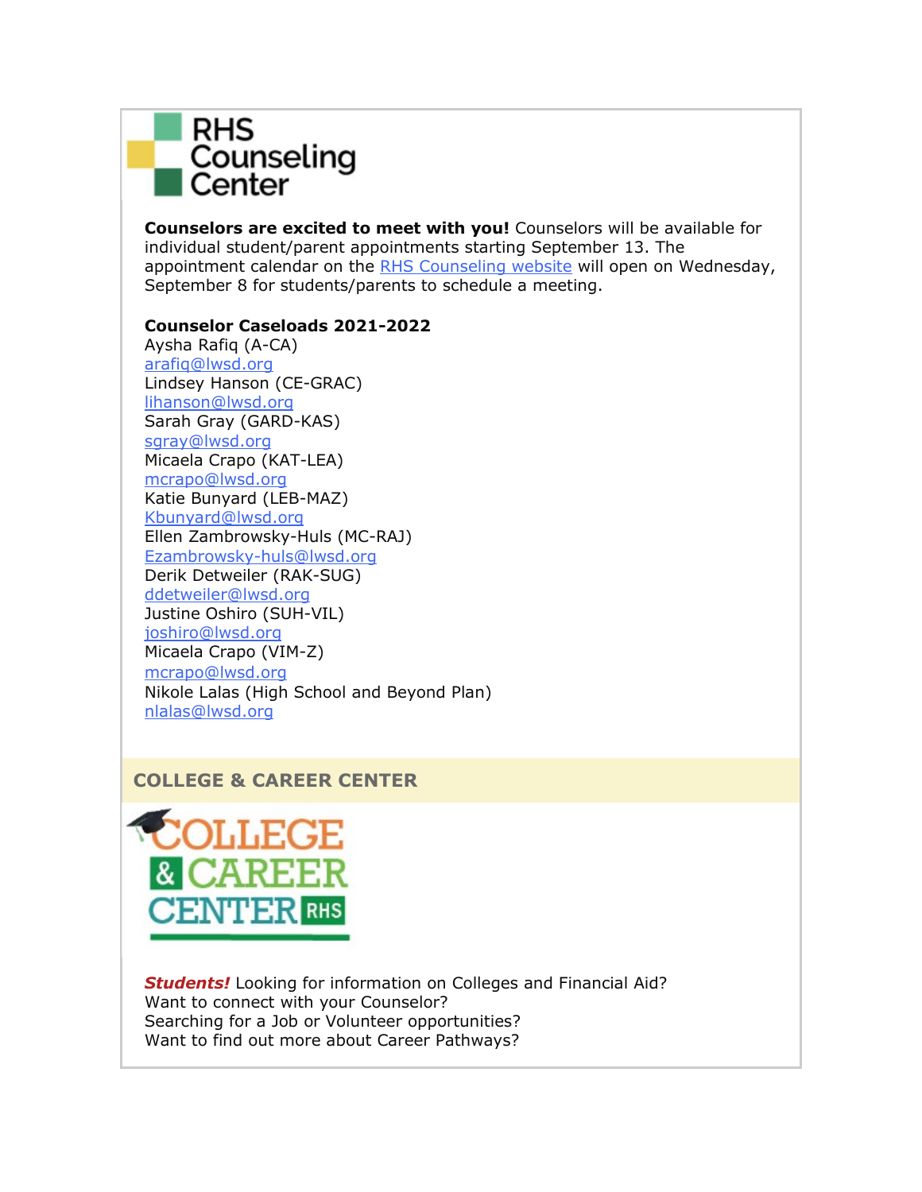# RHS Counseling Center

**Counselors are excited to meet with you!** Counselors will be available for individual student/parent appointments starting September 13. The appointment calendar on the RHS Counseling website will open on Wednesday, September 8 for students/parents to schedule a meeting.

**Counselor Caseloads 2021-2022**

Aysha Rafiq (A-CA)
arafiq@lwsd.org
Lindsey Hanson (CE-GRAC)
lihanson@lwsd.org
Sarah Gray (GARD-KAS)
sgray@lwsd.org
Micaela Crapo (KAT-LEA)
mcrapo@lwsd.org
Katie Bunyard (LEB-MAZ)
Kbunyard@lwsd.org
Ellen Zambrowsky-Huls (MC-RAJ)
Ezambrowsky-huls@lwsd.org
Derik Detweiler (RAK-SUG)
ddetweiler@lwsd.org
Justine Oshiro (SUH-VIL)
joshiro@lwsd.org
Micaela Crapo (VIM-Z)
mcrapo@lwsd.org
Nikole Lalas (High School and Beyond Plan)
nlalas@lwsd.org

## COLLEGE & CAREER CENTER

COLLEGE & CAREER CENTER RHS

***Students!*** Looking for information on Colleges and Financial Aid?
Want to connect with your Counselor?
Searching for a Job or Volunteer opportunities?
Want to find out more about Career Pathways?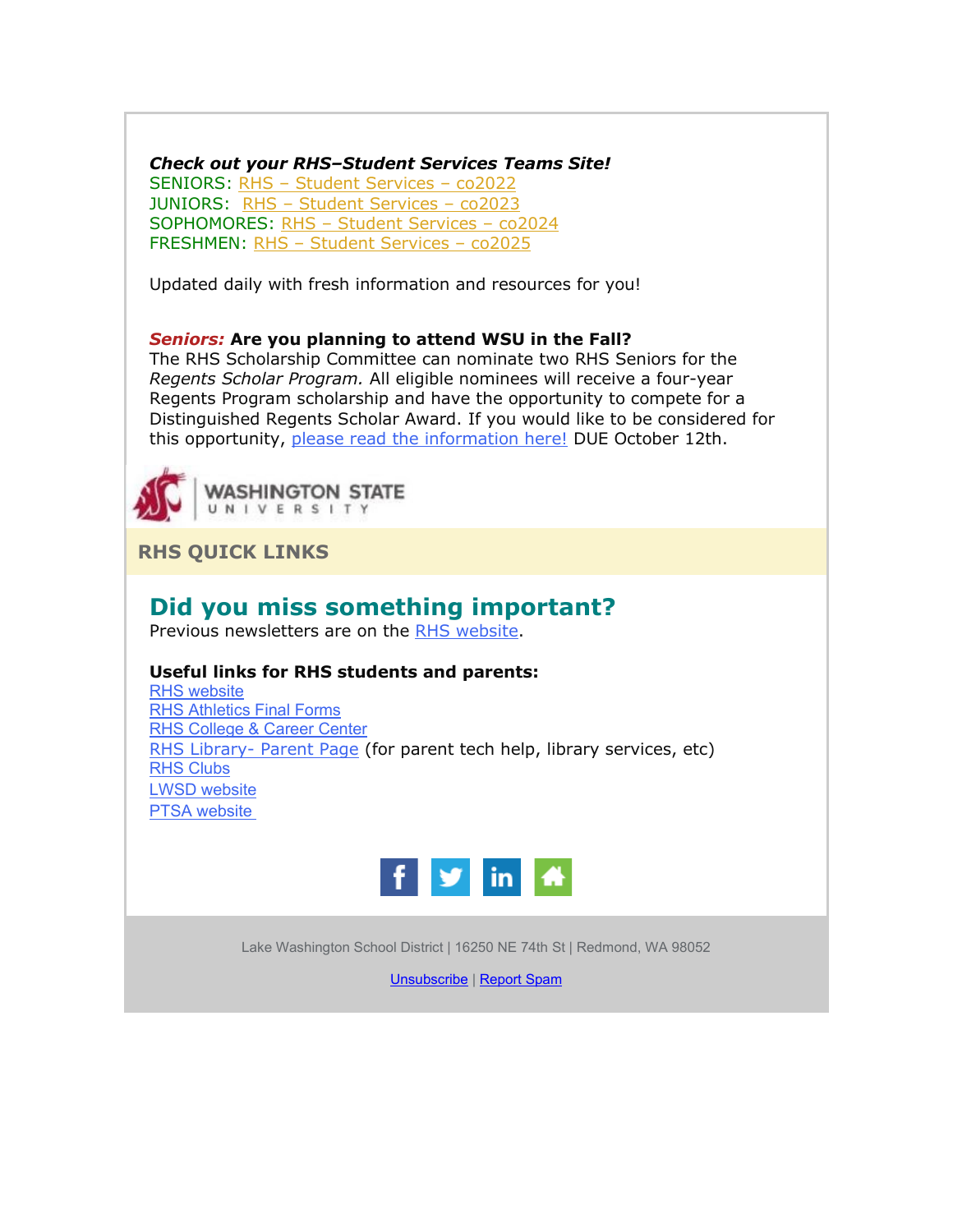***Check out your RHS–Student Services Teams Site!***

SENIORS: RHS – Student Services – co2022
JUNIORS: RHS – Student Services – co2023
SOPHOMORES: RHS – Student Services – co2024
FRESHMEN: RHS – Student Services – co2025

Updated daily with fresh information and resources for you!

***Seniors:*** **Are you planning to attend WSU in the Fall?**
The RHS Scholarship Committee can nominate two RHS Seniors for the *Regents Scholar Program.* All eligible nominees will receive a four-year Regents Program scholarship and have the opportunity to compete for a Distinguished Regents Scholar Award. If you would like to be considered for this opportunity, please read the information here! DUE October 12th.

WASHINGTON STATE UNIVERSITY

## RHS QUICK LINKS

## Did you miss something important?

Previous newsletters are on the RHS website.

**Useful links for RHS students and parents:**

RHS website
RHS Athletics Final Forms
RHS College & Career Center
RHS Library- Parent Page (for parent tech help, library services, etc)
RHS Clubs
LWSD website
PTSA website

Lake Washington School District | 16250 NE 74th St | Redmond, WA 98052

Unsubscribe | Report Spam